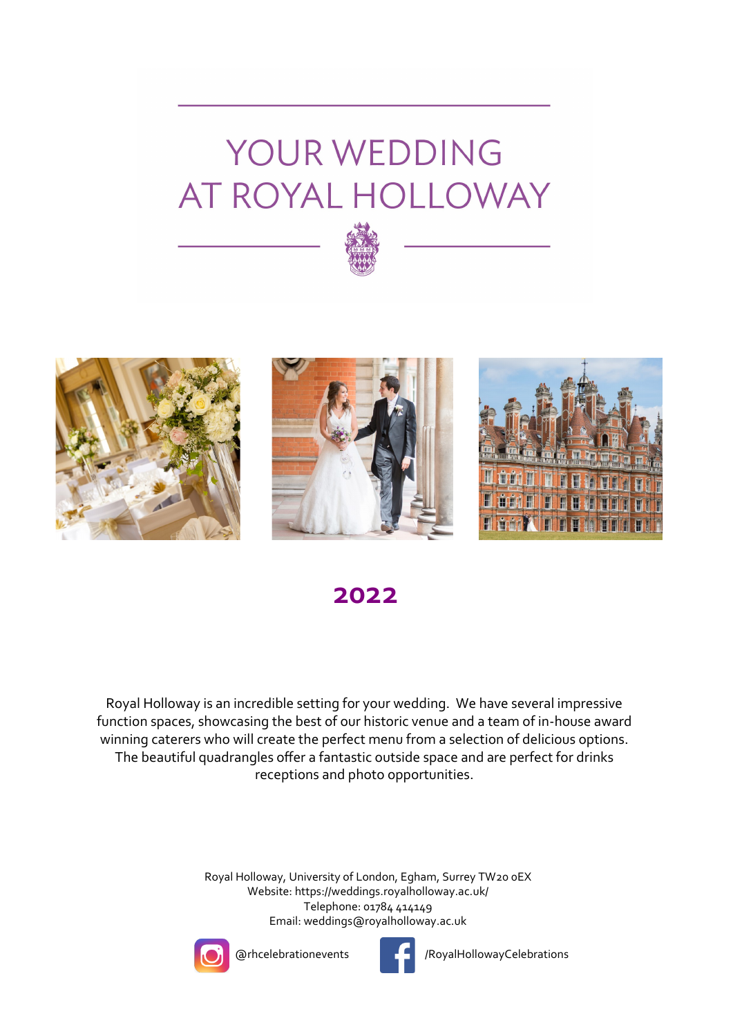# YOUR WEDDING AT ROYAL HOLLOWAY

## 2022

Royal Holloway is an incredible setting for your wedding. We have several impressive function spaces, showcasing the best of our historic venue and a team of in-house award winning caterers who will create the perfect menu from a selection of delicious options. The beautiful quadrangles offer a fantastic outside space and are perfect for drinks receptions and photo opportunities.

Royal Holloway, University of London, Egham, Surrey TW20 0EX
Website: https://weddings.royalholloway.ac.uk/
Telephone: 01784 414149
Email: weddings@royalholloway.ac.uk

@rhcelebrationevents

/RoyalHollowayCelebrations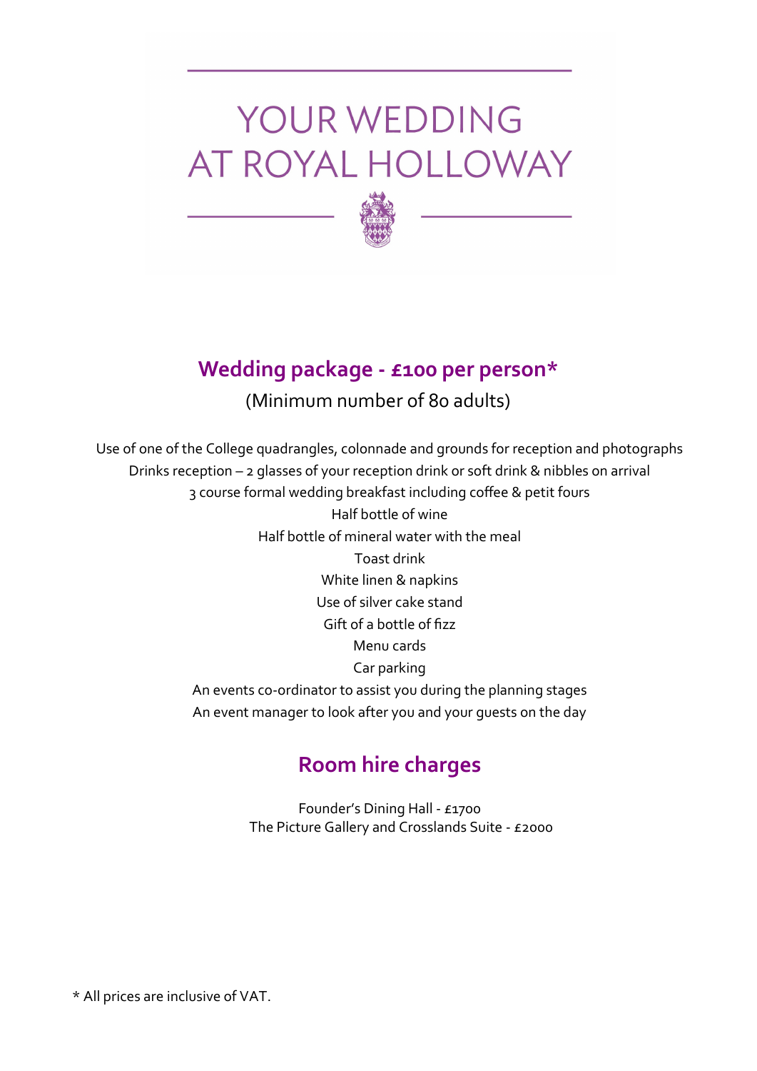# YOUR WEDDING AT ROYAL HOLLOWAY

## Wedding package - £100 per person*

(Minimum number of 80 adults)

Use of one of the College quadrangles, colonnade and grounds for reception and photographs
Drinks reception – 2 glasses of your reception drink or soft drink & nibbles on arrival
3 course formal wedding breakfast including coffee & petit fours
Half bottle of wine
Half bottle of mineral water with the meal
Toast drink
White linen & napkins
Use of silver cake stand
Gift of a bottle of fizz
Menu cards
Car parking
An events co-ordinator to assist you during the planning stages
An event manager to look after you and your guests on the day

## Room hire charges

Founder's Dining Hall - £1700
The Picture Gallery and Crosslands Suite - £2000

* All prices are inclusive of VAT.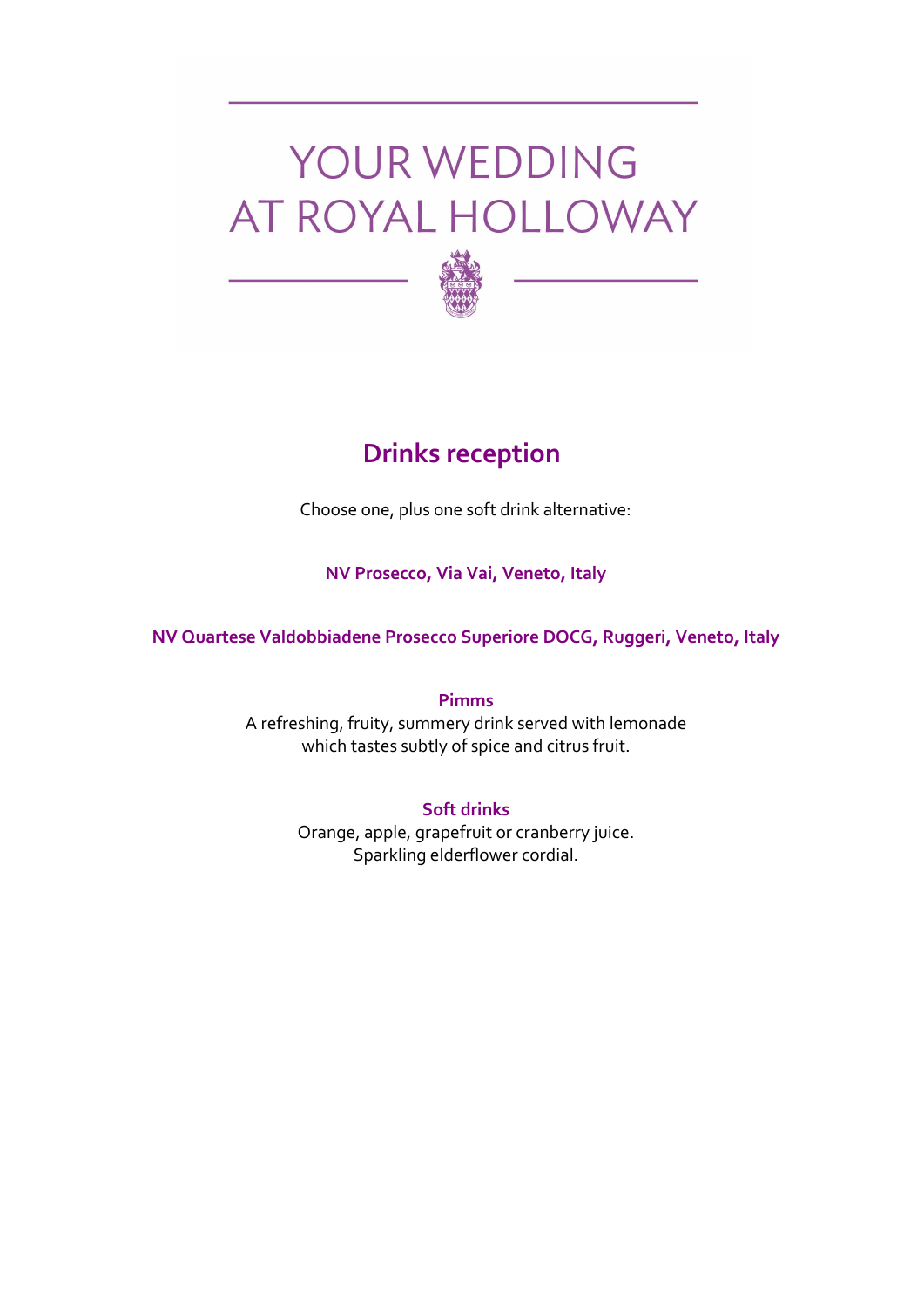# YOUR WEDDING AT ROYAL HOLLOWAY

## Drinks reception

Choose one, plus one soft drink alternative:

**NV Prosecco, Via Vai, Veneto, Italy**

**NV Quartese Valdobbiadene Prosecco Superiore DOCG, Ruggeri, Veneto, Italy**

**Pimms**
A refreshing, fruity, summery drink served with lemonade which tastes subtly of spice and citrus fruit.

**Soft drinks**
Orange, apple, grapefruit or cranberry juice.
Sparkling elderflower cordial.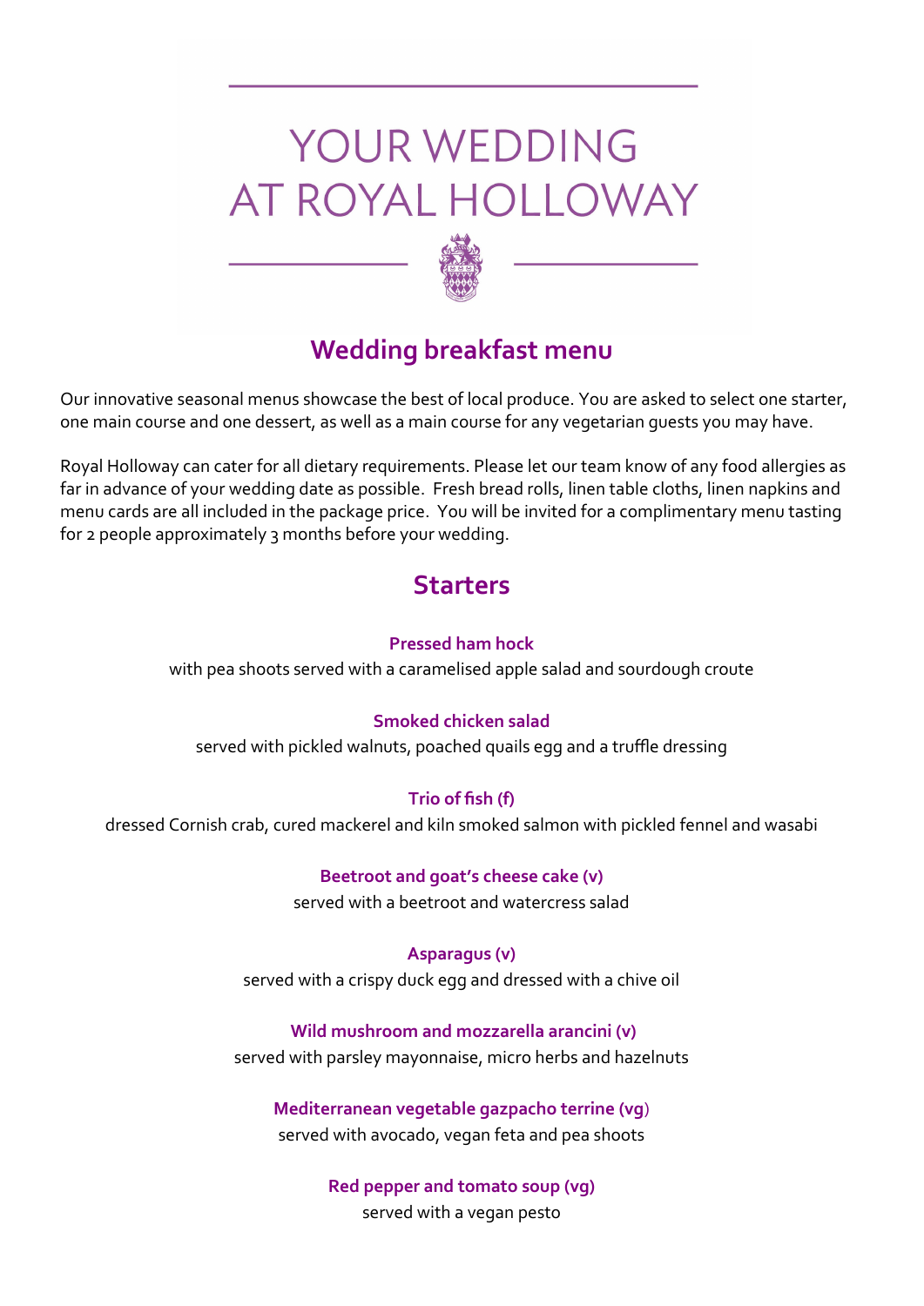# YOUR WEDDING AT ROYAL HOLLOWAY

## Wedding breakfast menu

Our innovative seasonal menus showcase the best of local produce. You are asked to select one starter, one main course and one dessert, as well as a main course for any vegetarian guests you may have.

Royal Holloway can cater for all dietary requirements. Please let our team know of any food allergies as far in advance of your wedding date as possible. Fresh bread rolls, linen table cloths, linen napkins and menu cards are all included in the package price. You will be invited for a complimentary menu tasting for 2 people approximately 3 months before your wedding.

## Starters

**Pressed ham hock**
with pea shoots served with a caramelised apple salad and sourdough croute

**Smoked chicken salad**
served with pickled walnuts, poached quails egg and a truffle dressing

**Trio of fish (f)**
dressed Cornish crab, cured mackerel and kiln smoked salmon with pickled fennel and wasabi

**Beetroot and goat's cheese cake (v)**
served with a beetroot and watercress salad

**Asparagus (v)**
served with a crispy duck egg and dressed with a chive oil

**Wild mushroom and mozzarella arancini (v)**
served with parsley mayonnaise, micro herbs and hazelnuts

**Mediterranean vegetable gazpacho terrine (vg)**
served with avocado, vegan feta and pea shoots

**Red pepper and tomato soup (vg)**
served with a vegan pesto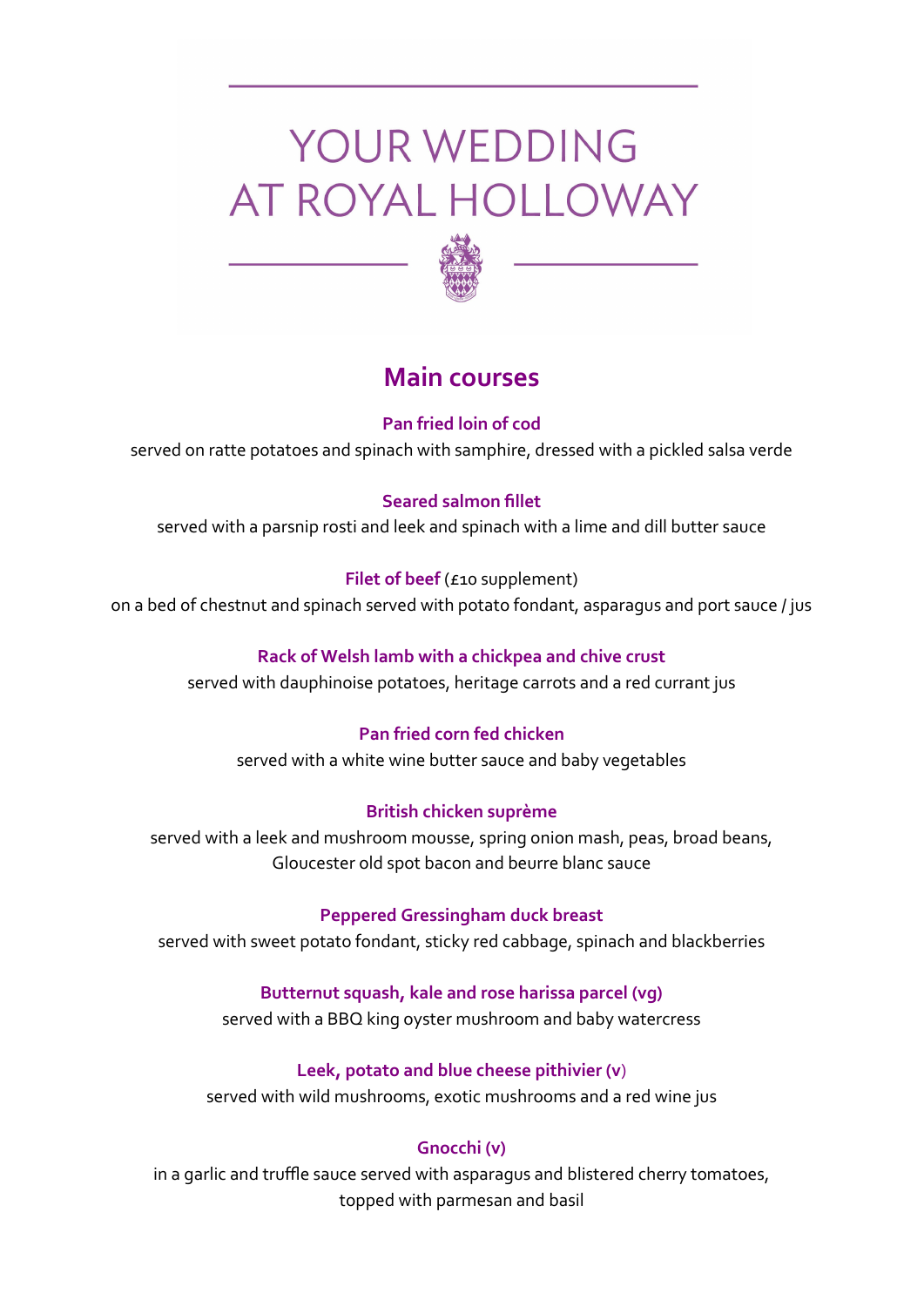# YOUR WEDDING AT ROYAL HOLLOWAY

## Main courses

**Pan fried loin of cod**
served on ratte potatoes and spinach with samphire, dressed with a pickled salsa verde

**Seared salmon fillet**
served with a parsnip rosti and leek and spinach with a lime and dill butter sauce

**Filet of beef** (£10 supplement)
on a bed of chestnut and spinach served with potato fondant, asparagus and port sauce / jus

**Rack of Welsh lamb with a chickpea and chive crust**
served with dauphinoise potatoes, heritage carrots and a red currant jus

**Pan fried corn fed chicken**
served with a white wine butter sauce and baby vegetables

**British chicken suprème**
served with a leek and mushroom mousse, spring onion mash, peas, broad beans, Gloucester old spot bacon and beurre blanc sauce

**Peppered Gressingham duck breast**
served with sweet potato fondant, sticky red cabbage, spinach and blackberries

**Butternut squash, kale and rose harissa parcel (vg)**
served with a BBQ king oyster mushroom and baby watercress

**Leek, potato and blue cheese pithivier (v)**
served with wild mushrooms, exotic mushrooms and a red wine jus

**Gnocchi (v)**
in a garlic and truffle sauce served with asparagus and blistered cherry tomatoes, topped with parmesan and basil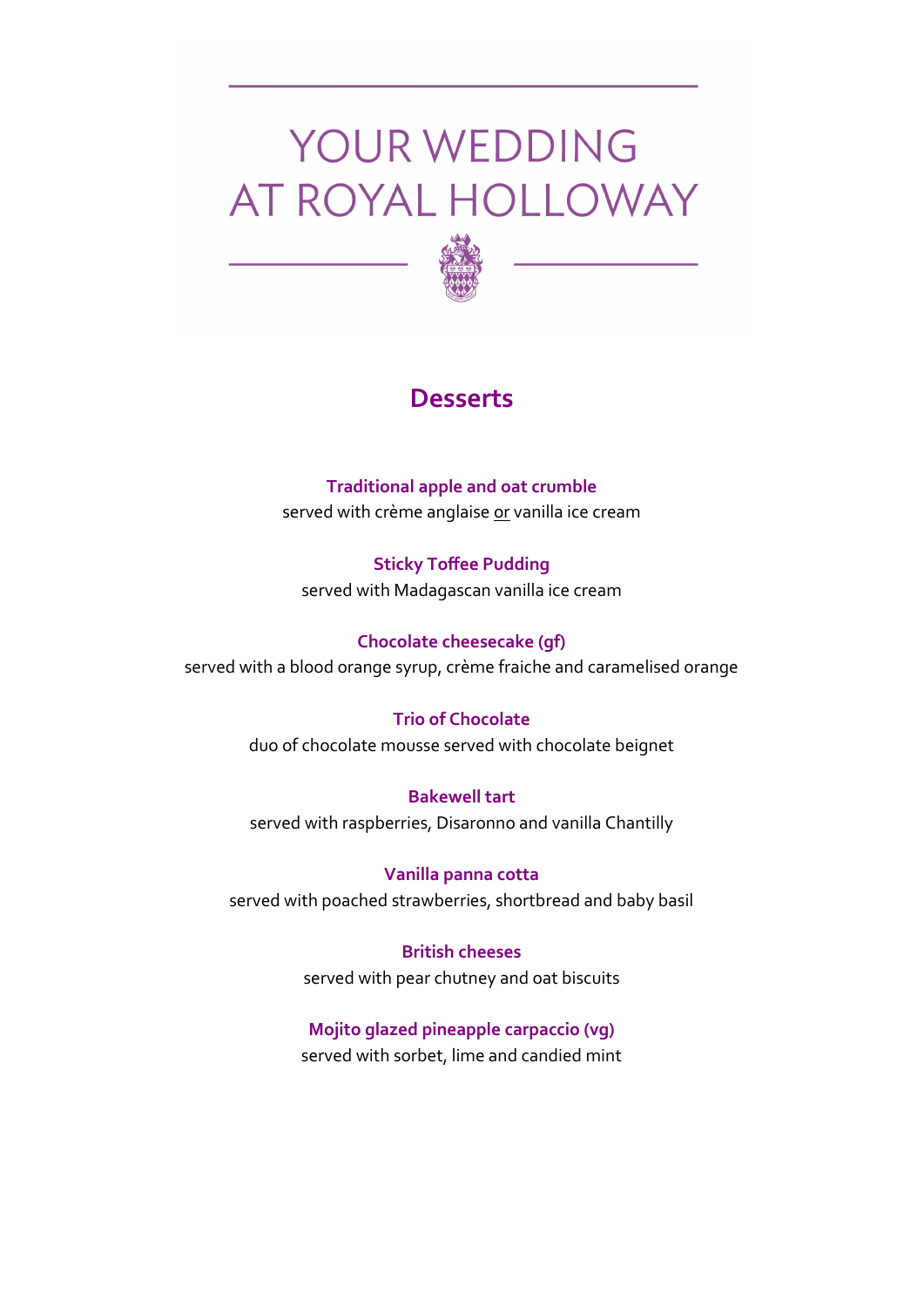# YOUR WEDDING AT ROYAL HOLLOWAY

## Desserts

**Traditional apple and oat crumble**
served with crème anglaise <u>or</u> vanilla ice cream

**Sticky Toffee Pudding**
served with Madagascan vanilla ice cream

**Chocolate cheesecake (gf)**
served with a blood orange syrup, crème fraiche and caramelised orange

**Trio of Chocolate**
duo of chocolate mousse served with chocolate beignet

**Bakewell tart**
served with raspberries, Disaronno and vanilla Chantilly

**Vanilla panna cotta**
served with poached strawberries, shortbread and baby basil

**British cheeses**
served with pear chutney and oat biscuits

**Mojito glazed pineapple carpaccio (vg)**
served with sorbet, lime and candied mint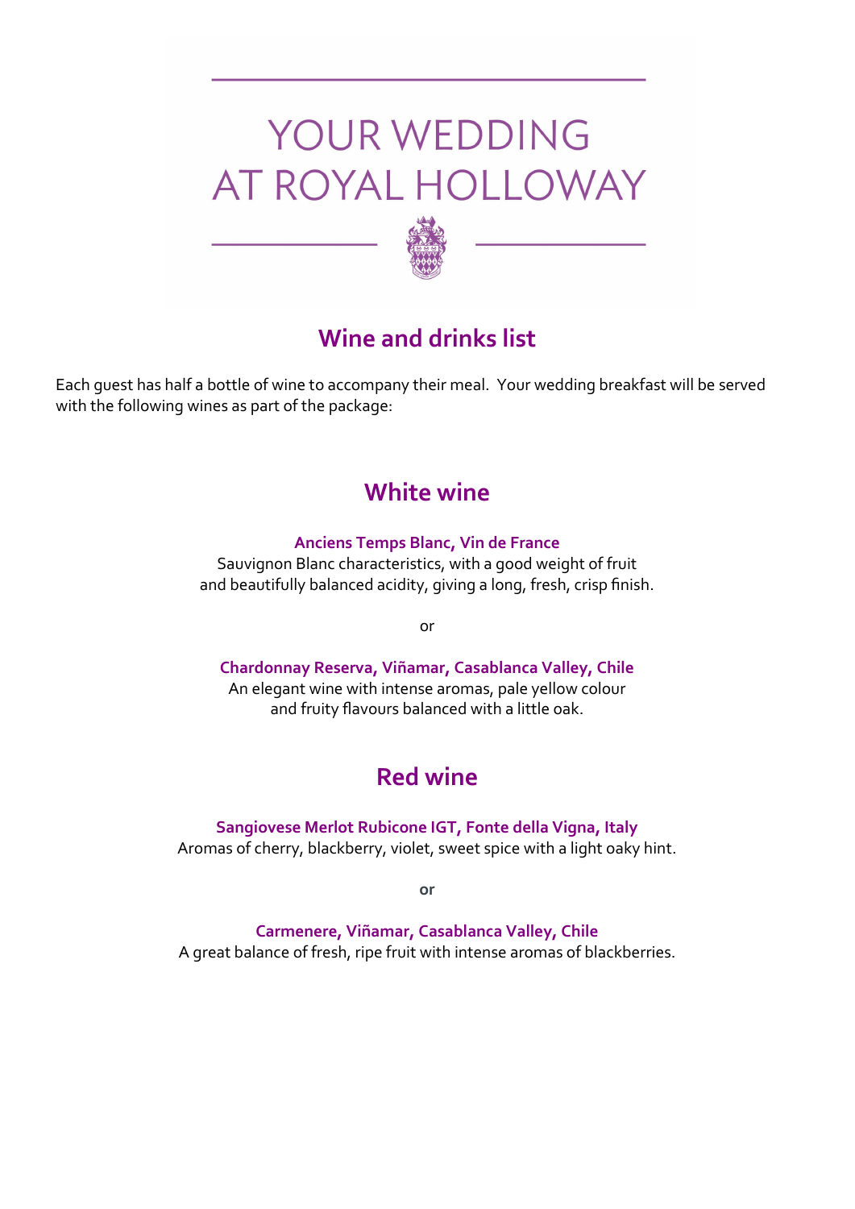# YOUR WEDDING AT ROYAL HOLLOWAY

## Wine and drinks list

Each guest has half a bottle of wine to accompany their meal. Your wedding breakfast will be served with the following wines as part of the package:

## White wine

**Anciens Temps Blanc, Vin de France**
Sauvignon Blanc characteristics, with a good weight of fruit and beautifully balanced acidity, giving a long, fresh, crisp finish.

or

**Chardonnay Reserva, Viñamar, Casablanca Valley, Chile**
An elegant wine with intense aromas, pale yellow colour and fruity flavours balanced with a little oak.

## Red wine

**Sangiovese Merlot Rubicone IGT, Fonte della Vigna, Italy**
Aromas of cherry, blackberry, violet, sweet spice with a light oaky hint.

**or**

**Carmenere, Viñamar, Casablanca Valley, Chile**
A great balance of fresh, ripe fruit with intense aromas of blackberries.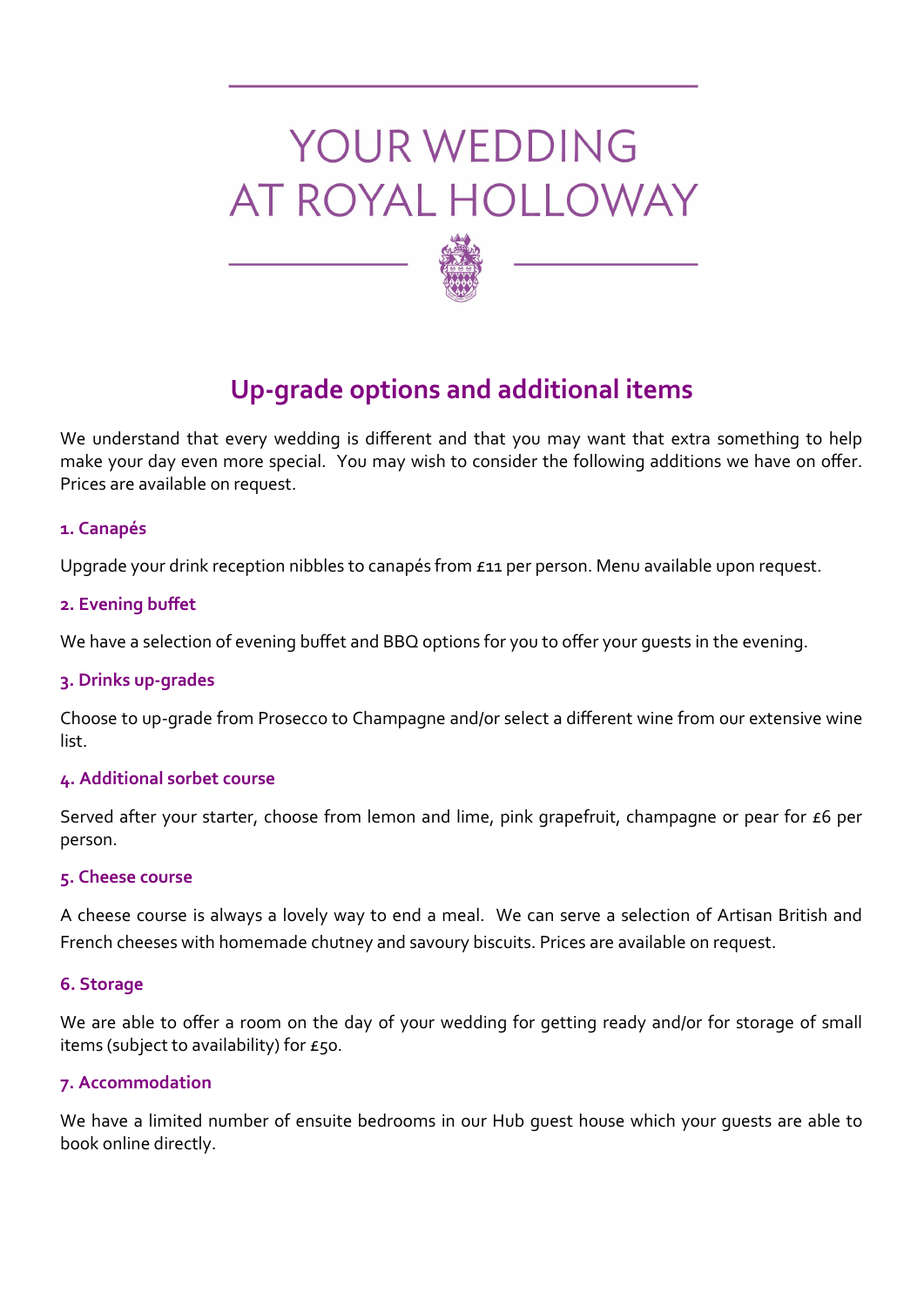# YOUR WEDDING AT ROYAL HOLLOWAY

## Up-grade options and additional items

We understand that every wedding is different and that you may want that extra something to help make your day even more special. You may wish to consider the following additions we have on offer. Prices are available on request.

### 1. Canapés

Upgrade your drink reception nibbles to canapés from £11 per person. Menu available upon request.

### 2. Evening buffet

We have a selection of evening buffet and BBQ options for you to offer your guests in the evening.

### 3. Drinks up-grades

Choose to up-grade from Prosecco to Champagne and/or select a different wine from our extensive wine list.

### 4. Additional sorbet course

Served after your starter, choose from lemon and lime, pink grapefruit, champagne or pear for £6 per person.

### 5. Cheese course

A cheese course is always a lovely way to end a meal. We can serve a selection of Artisan British and French cheeses with homemade chutney and savoury biscuits. Prices are available on request.

### 6. Storage

We are able to offer a room on the day of your wedding for getting ready and/or for storage of small items (subject to availability) for £50.

### 7. Accommodation

We have a limited number of ensuite bedrooms in our Hub guest house which your guests are able to book online directly.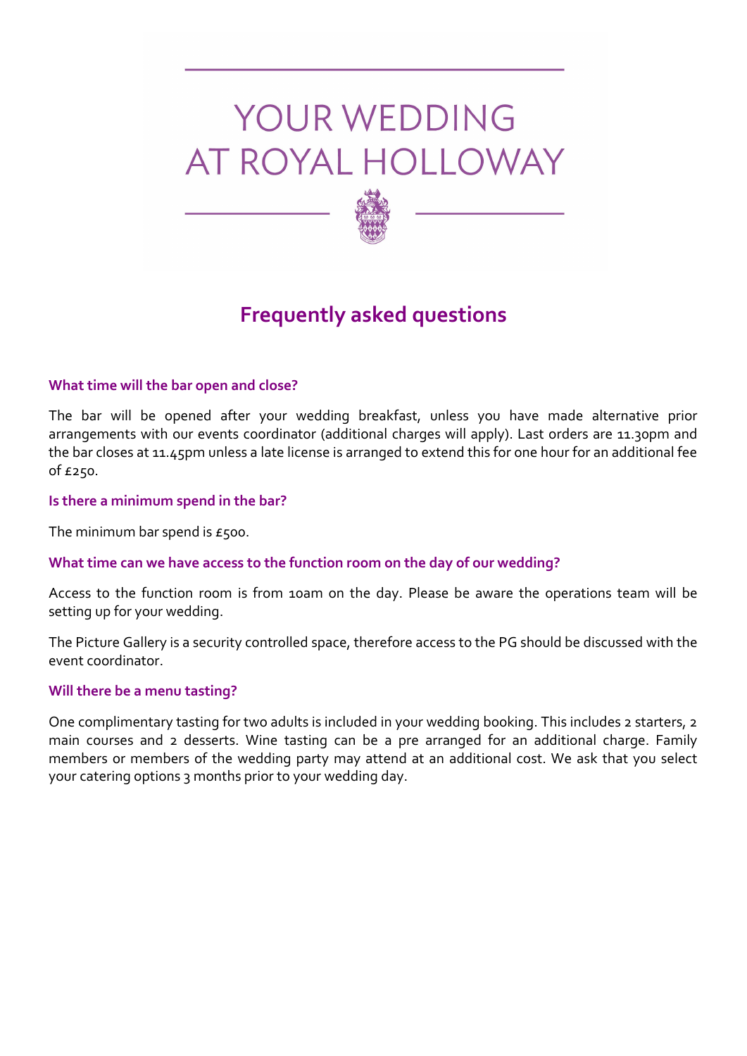# YOUR WEDDING AT ROYAL HOLLOWAY

## Frequently asked questions

### What time will the bar open and close?

The bar will be opened after your wedding breakfast, unless you have made alternative prior arrangements with our events coordinator (additional charges will apply). Last orders are 11.30pm and the bar closes at 11.45pm unless a late license is arranged to extend this for one hour for an additional fee of £250.

### Is there a minimum spend in the bar?

The minimum bar spend is £500.

### What time can we have access to the function room on the day of our wedding?

Access to the function room is from 10am on the day. Please be aware the operations team will be setting up for your wedding.

The Picture Gallery is a security controlled space, therefore access to the PG should be discussed with the event coordinator.

### Will there be a menu tasting?

One complimentary tasting for two adults is included in your wedding booking. This includes 2 starters, 2 main courses and 2 desserts. Wine tasting can be a pre arranged for an additional charge. Family members or members of the wedding party may attend at an additional cost. We ask that you select your catering options 3 months prior to your wedding day.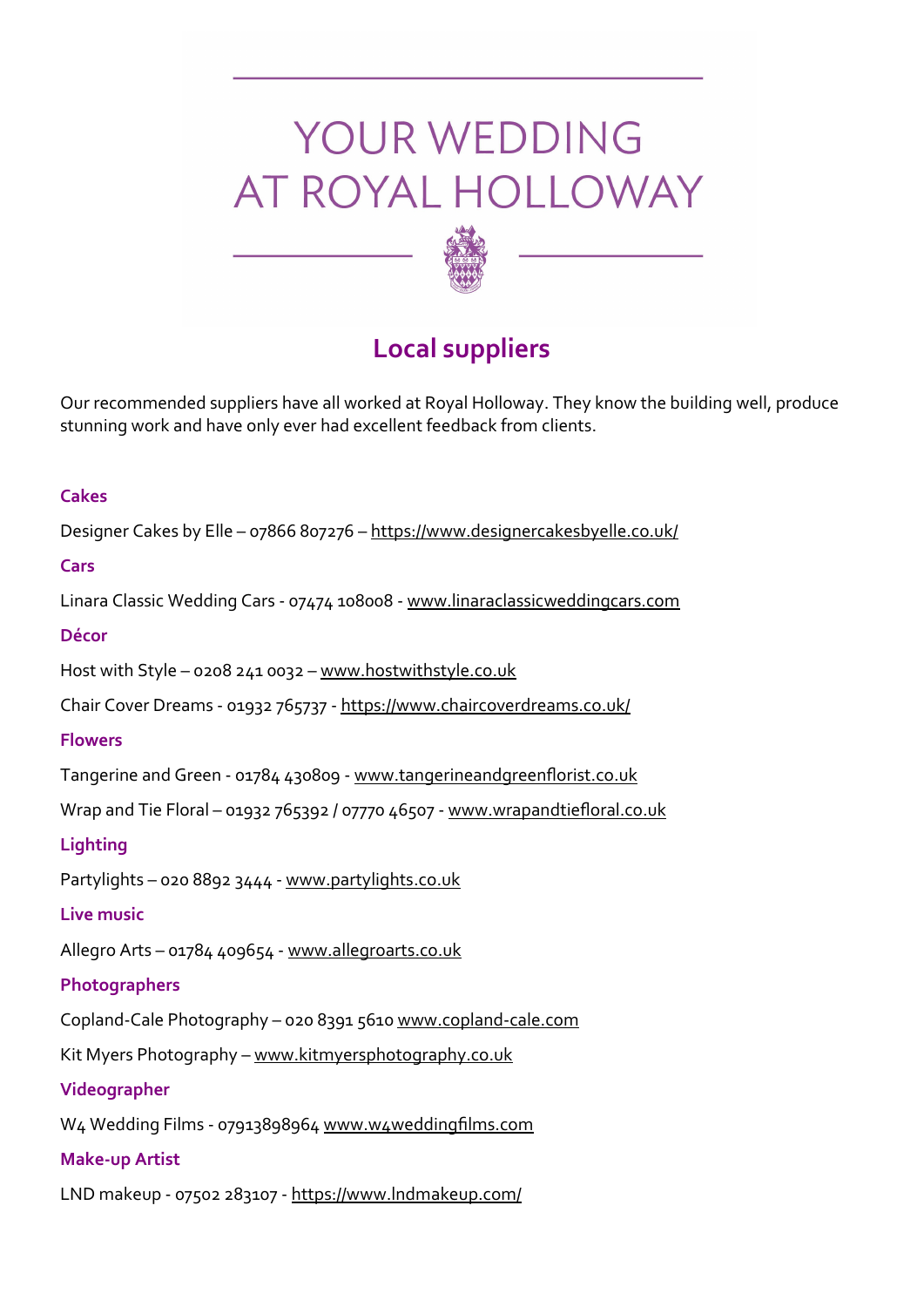# YOUR WEDDING AT ROYAL HOLLOWAY

## Local suppliers

Our recommended suppliers have all worked at Royal Holloway. They know the building well, produce stunning work and have only ever had excellent feedback from clients.

### Cakes

Designer Cakes by Elle – 07866 807276 – https://www.designercakesbyelle.co.uk/

### Cars

Linara Classic Wedding Cars - 07474 108008 - www.linaraclassicweddingcars.com

### Décor

Host with Style – 0208 241 0032 – www.hostwithstyle.co.uk

Chair Cover Dreams - 01932 765737 - https://www.chaircoverdreams.co.uk/

### Flowers

Tangerine and Green - 01784 430809 - www.tangerineandgreenflorist.co.uk

Wrap and Tie Floral – 01932 765392 / 07770 46507 - www.wrapandtiefloral.co.uk

### Lighting

Partylights – 020 8892 3444 - www.partylights.co.uk

### Live music

Allegro Arts – 01784 409654 - www.allegroarts.co.uk

### Photographers

Copland-Cale Photography – 020 8391 5610 www.copland-cale.com

Kit Myers Photography – www.kitmyersphotography.co.uk

### Videographer

W4 Wedding Films - 07913898964 www.w4weddingfilms.com

### Make-up Artist

LND makeup - 07502 283107 - https://www.lndmakeup.com/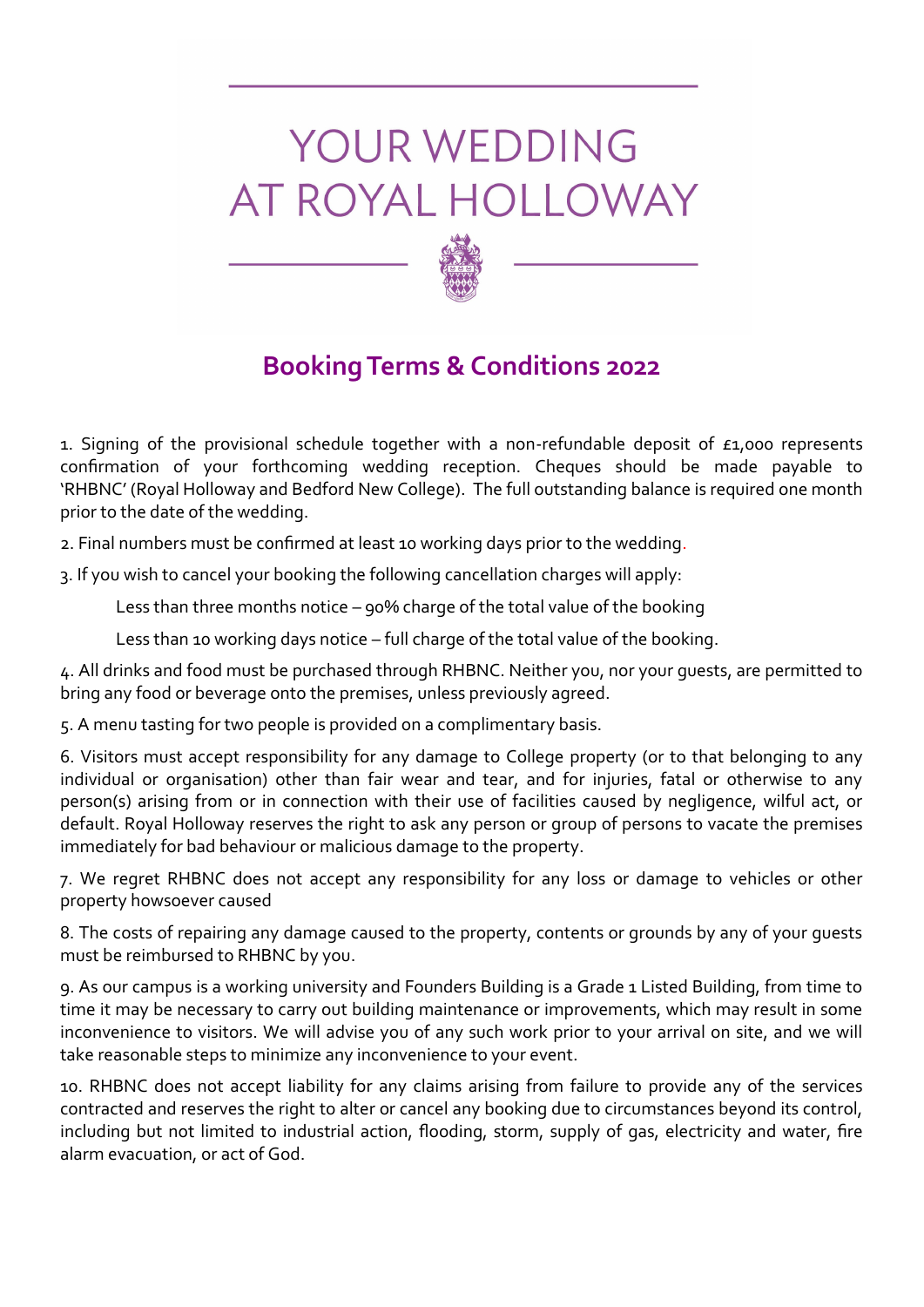# YOUR WEDDING AT ROYAL HOLLOWAY

## Booking Terms & Conditions 2022

1. Signing of the provisional schedule together with a non-refundable deposit of £1,000 represents confirmation of your forthcoming wedding reception. Cheques should be made payable to 'RHBNC' (Royal Holloway and Bedford New College). The full outstanding balance is required one month prior to the date of the wedding.

2. Final numbers must be confirmed at least 10 working days prior to the wedding.

3. If you wish to cancel your booking the following cancellation charges will apply:

   Less than three months notice – 90% charge of the total value of the booking

   Less than 10 working days notice – full charge of the total value of the booking.

4. All drinks and food must be purchased through RHBNC. Neither you, nor your guests, are permitted to bring any food or beverage onto the premises, unless previously agreed.

5. A menu tasting for two people is provided on a complimentary basis.

6. Visitors must accept responsibility for any damage to College property (or to that belonging to any individual or organisation) other than fair wear and tear, and for injuries, fatal or otherwise to any person(s) arising from or in connection with their use of facilities caused by negligence, wilful act, or default. Royal Holloway reserves the right to ask any person or group of persons to vacate the premises immediately for bad behaviour or malicious damage to the property.

7. We regret RHBNC does not accept any responsibility for any loss or damage to vehicles or other property howsoever caused

8. The costs of repairing any damage caused to the property, contents or grounds by any of your guests must be reimbursed to RHBNC by you.

9. As our campus is a working university and Founders Building is a Grade 1 Listed Building, from time to time it may be necessary to carry out building maintenance or improvements, which may result in some inconvenience to visitors. We will advise you of any such work prior to your arrival on site, and we will take reasonable steps to minimize any inconvenience to your event.

10. RHBNC does not accept liability for any claims arising from failure to provide any of the services contracted and reserves the right to alter or cancel any booking due to circumstances beyond its control, including but not limited to industrial action, flooding, storm, supply of gas, electricity and water, fire alarm evacuation, or act of God.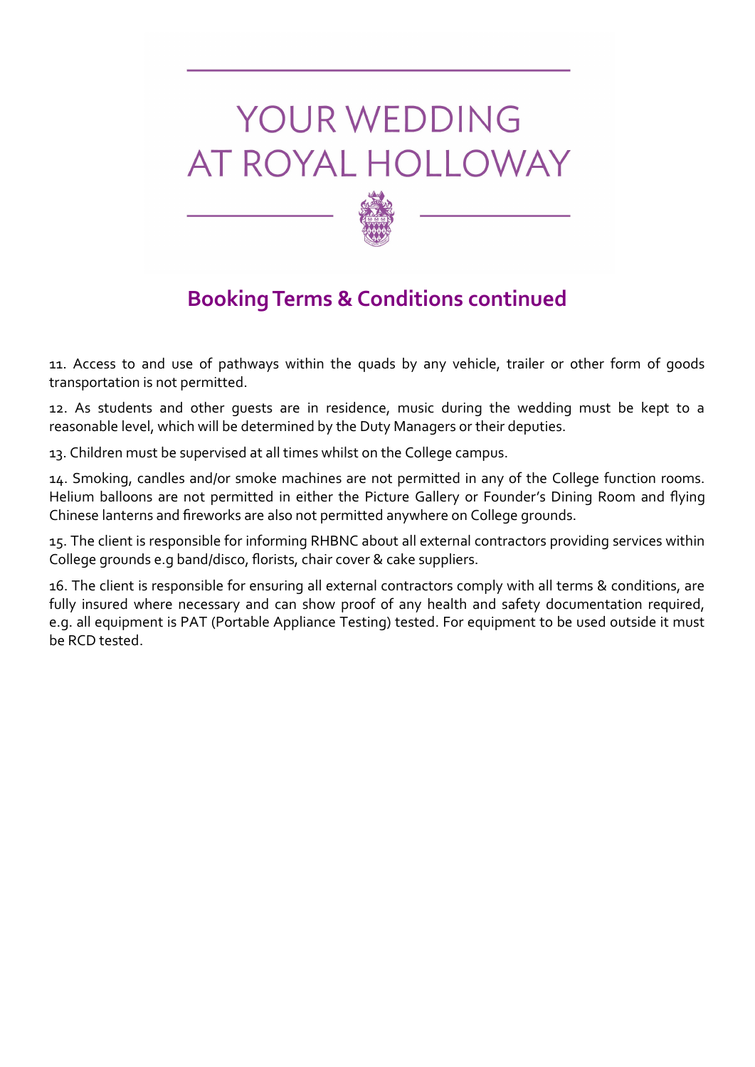# YOUR WEDDING AT ROYAL HOLLOWAY

## Booking Terms & Conditions continued

11. Access to and use of pathways within the quads by any vehicle, trailer or other form of goods transportation is not permitted.

12. As students and other guests are in residence, music during the wedding must be kept to a reasonable level, which will be determined by the Duty Managers or their deputies.

13. Children must be supervised at all times whilst on the College campus.

14. Smoking, candles and/or smoke machines are not permitted in any of the College function rooms. Helium balloons are not permitted in either the Picture Gallery or Founder's Dining Room and flying Chinese lanterns and fireworks are also not permitted anywhere on College grounds.

15. The client is responsible for informing RHBNC about all external contractors providing services within College grounds e.g band/disco, florists, chair cover & cake suppliers.

16. The client is responsible for ensuring all external contractors comply with all terms & conditions, are fully insured where necessary and can show proof of any health and safety documentation required, e.g. all equipment is PAT (Portable Appliance Testing) tested. For equipment to be used outside it must be RCD tested.